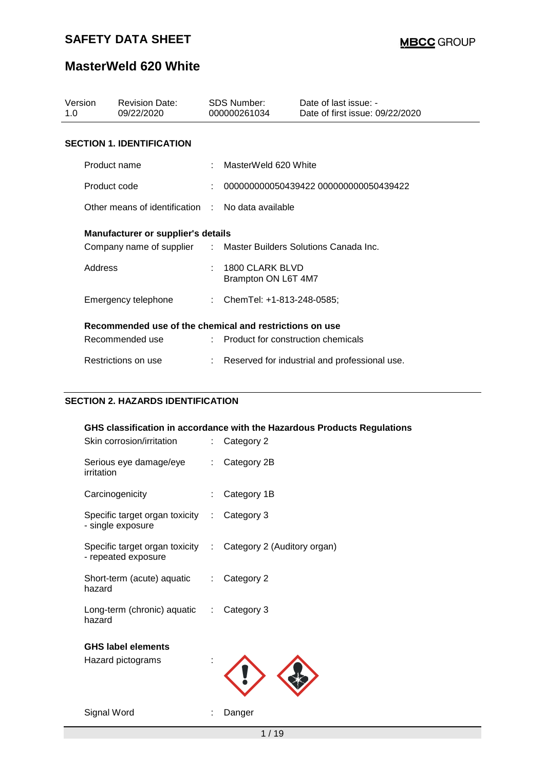# SAFETY DATA SHEET

**MBCC GROUP**

# MasterWeld 620 White

| Version | Revision Date: | SDS Number: | Date of last issue: - |
|---|---|---|---|
| 1.0 | 09/22/2020 | 000000261034 | Date of first issue: 09/22/2020 |

## SECTION 1. IDENTIFICATION

Product name : MasterWeld 620 White

Product code : 000000000050439422 000000000050439422

Other means of identification : No data available

**Manufacturer or supplier's details**

Company name of supplier : Master Builders Solutions Canada Inc.

Address : 1800 CLARK BLVD
Brampton ON L6T 4M7

Emergency telephone : ChemTel: +1-813-248-0585;

**Recommended use of the chemical and restrictions on use**

Recommended use : Product for construction chemicals

Restrictions on use : Reserved for industrial and professional use.

## SECTION 2. HAZARDS IDENTIFICATION

**GHS classification in accordance with the Hazardous Products Regulations**

Skin corrosion/irritation : Category 2

Serious eye damage/eye irritation : Category 2B

Carcinogenicity : Category 1B

Specific target organ toxicity - single exposure : Category 3

Specific target organ toxicity - repeated exposure : Category 2 (Auditory organ)

Short-term (acute) aquatic hazard : Category 2

Long-term (chronic) aquatic hazard : Category 3

**GHS label elements**

Hazard pictograms :

Signal Word : Danger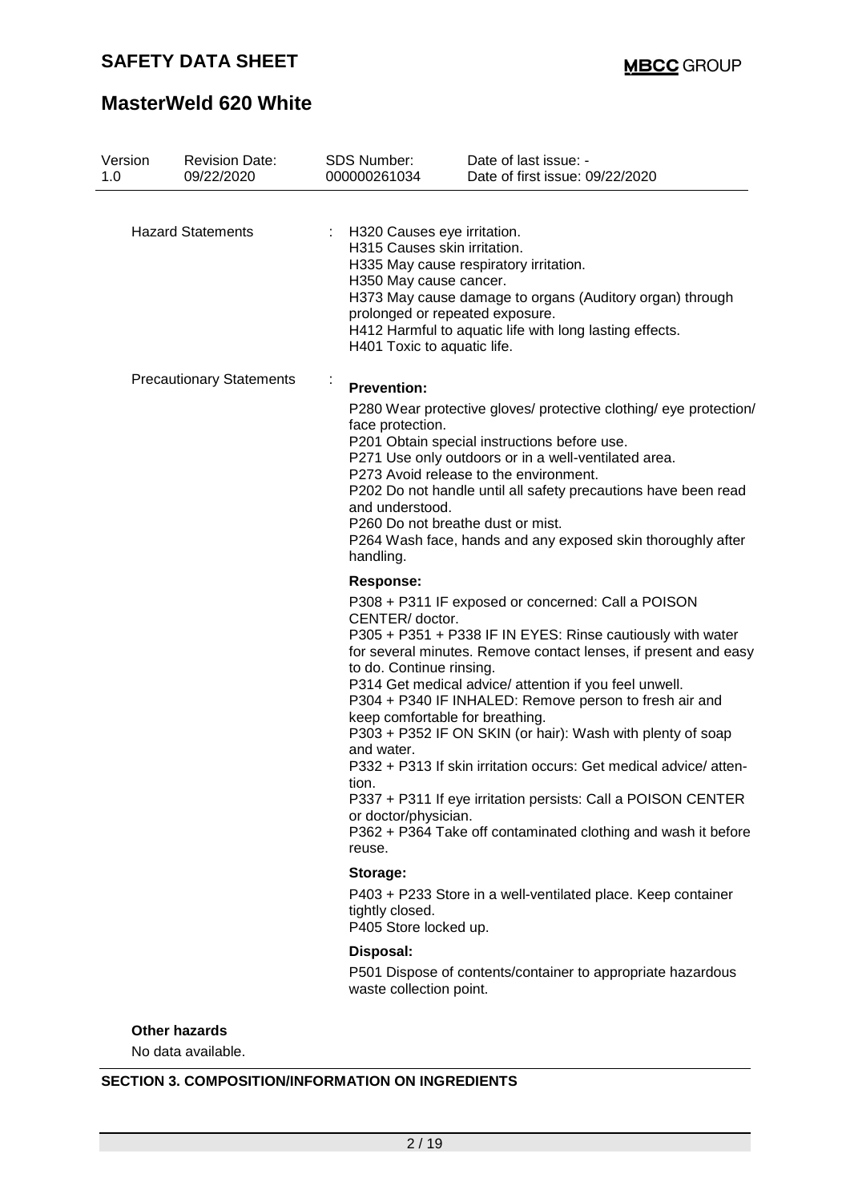| Version | Revision Date: | SDS Number: | Date of last issue: - |
|---|---|---|---|
| 1.0 | 09/22/2020 | 000000261034 | Date of first issue: 09/22/2020 |

Hazard Statements : H320 Causes eye irritation.
H315 Causes skin irritation.
H335 May cause respiratory irritation.
H350 May cause cancer.
H373 May cause damage to organs (Auditory organ) through prolonged or repeated exposure.
H412 Harmful to aquatic life with long lasting effects.
H401 Toxic to aquatic life.

Precautionary Statements :

**Prevention:**

P280 Wear protective gloves/ protective clothing/ eye protection/ face protection.
P201 Obtain special instructions before use.
P271 Use only outdoors or in a well-ventilated area.
P273 Avoid release to the environment.
P202 Do not handle until all safety precautions have been read and understood.
P260 Do not breathe dust or mist.
P264 Wash face, hands and any exposed skin thoroughly after handling.

**Response:**

P308 + P311 IF exposed or concerned: Call a POISON CENTER/ doctor.
P305 + P351 + P338 IF IN EYES: Rinse cautiously with water for several minutes. Remove contact lenses, if present and easy to do. Continue rinsing.
P314 Get medical advice/ attention if you feel unwell.
P304 + P340 IF INHALED: Remove person to fresh air and keep comfortable for breathing.
P303 + P352 IF ON SKIN (or hair): Wash with plenty of soap and water.
P332 + P313 If skin irritation occurs: Get medical advice/ attention.
P337 + P311 If eye irritation persists: Call a POISON CENTER or doctor/physician.
P362 + P364 Take off contaminated clothing and wash it before reuse.

**Storage:**

P403 + P233 Store in a well-ventilated place. Keep container tightly closed.
P405 Store locked up.

**Disposal:**

P501 Dispose of contents/container to appropriate hazardous waste collection point.

**Other hazards**

No data available.

## SECTION 3. COMPOSITION/INFORMATION ON INGREDIENTS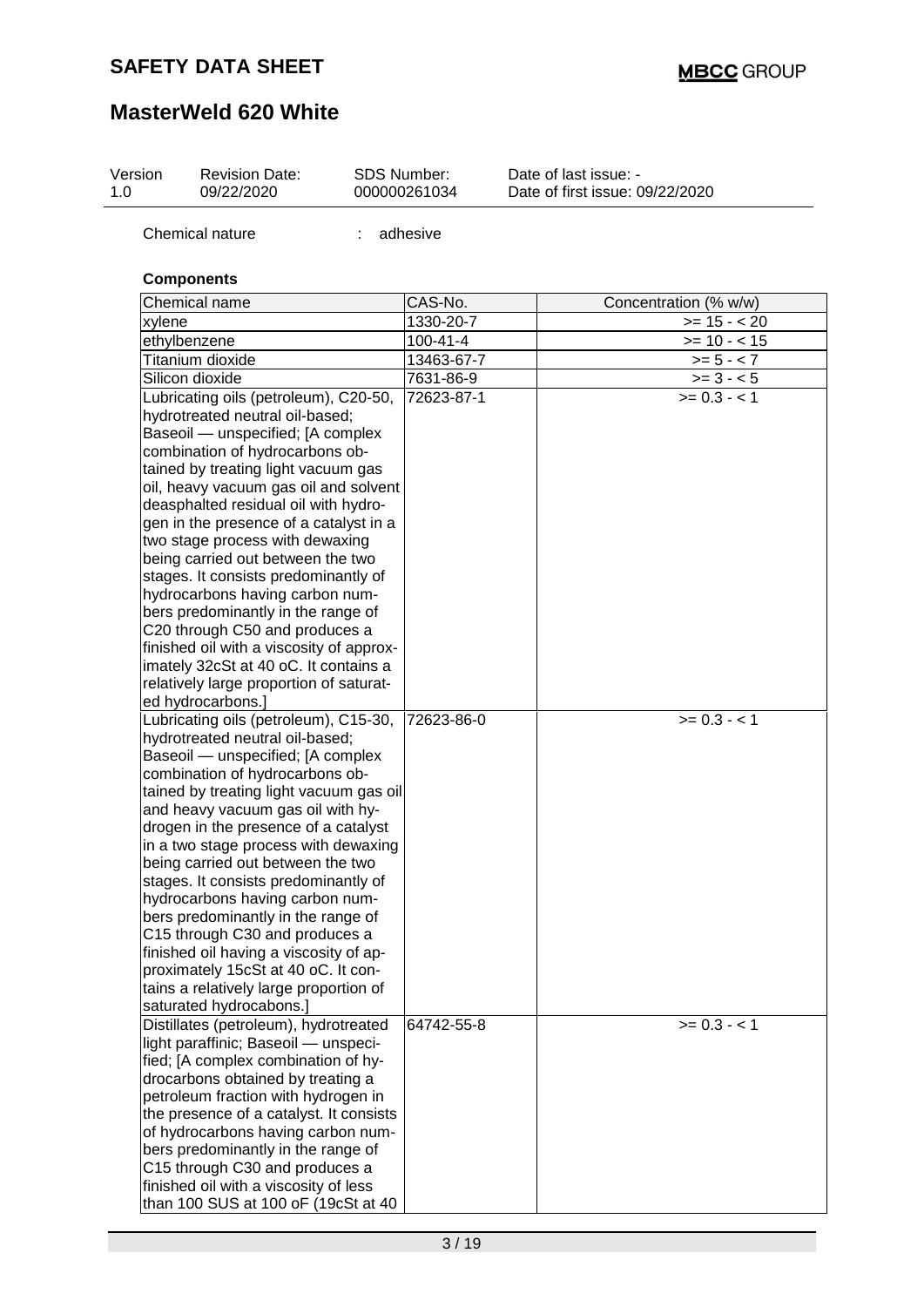| Version | Revision Date: | SDS Number: | Date of last issue: - |
|---|---|---|---|
| 1.0 | 09/22/2020 | 000000261034 | Date of first issue: 09/22/2020 |

Chemical nature : adhesive

**Components**

| Chemical name | CAS-No. | Concentration (% w/w) |
|---|---|---|
| xylene | 1330-20-7 | >= 15 - < 20 |
| ethylbenzene | 100-41-4 | >= 10 - < 15 |
| Titanium dioxide | 13463-67-7 | >= 5 - < 7 |
| Silicon dioxide | 7631-86-9 | >= 3 - < 5 |
| Lubricating oils (petroleum), C20-50, hydrotreated neutral oil-based; Baseoil — unspecified; [A complex combination of hydrocarbons obtained by treating light vacuum gas oil, heavy vacuum gas oil and solvent deasphalted residual oil with hydrogen in the presence of a catalyst in a two stage process with dewaxing being carried out between the two stages. It consists predominantly of hydrocarbons having carbon numbers predominantly in the range of C20 through C50 and produces a finished oil with a viscosity of approximately 32cSt at 40 oC. It contains a relatively large proportion of saturated hydrocarbons.] | 72623-87-1 | >= 0.3 - < 1 |
| Lubricating oils (petroleum), C15-30, hydrotreated neutral oil-based; Baseoil — unspecified; [A complex combination of hydrocarbons obtained by treating light vacuum gas oil and heavy vacuum gas oil with hydrogen in the presence of a catalyst in a two stage process with dewaxing being carried out between the two stages. It consists predominantly of hydrocarbons having carbon numbers predominantly in the range of C15 through C30 and produces a finished oil having a viscosity of approximately 15cSt at 40 oC. It contains a relatively large proportion of saturated hydrocabons.] | 72623-86-0 | >= 0.3 - < 1 |
| Distillates (petroleum), hydrotreated light paraffinic; Baseoil — unspecified; [A complex combination of hydrocarbons obtained by treating a petroleum fraction with hydrogen in the presence of a catalyst. It consists of hydrocarbons having carbon numbers predominantly in the range of C15 through C30 and produces a finished oil with a viscosity of less than 100 SUS at 100 oF (19cSt at 40 | 64742-55-8 | >= 0.3 - < 1 |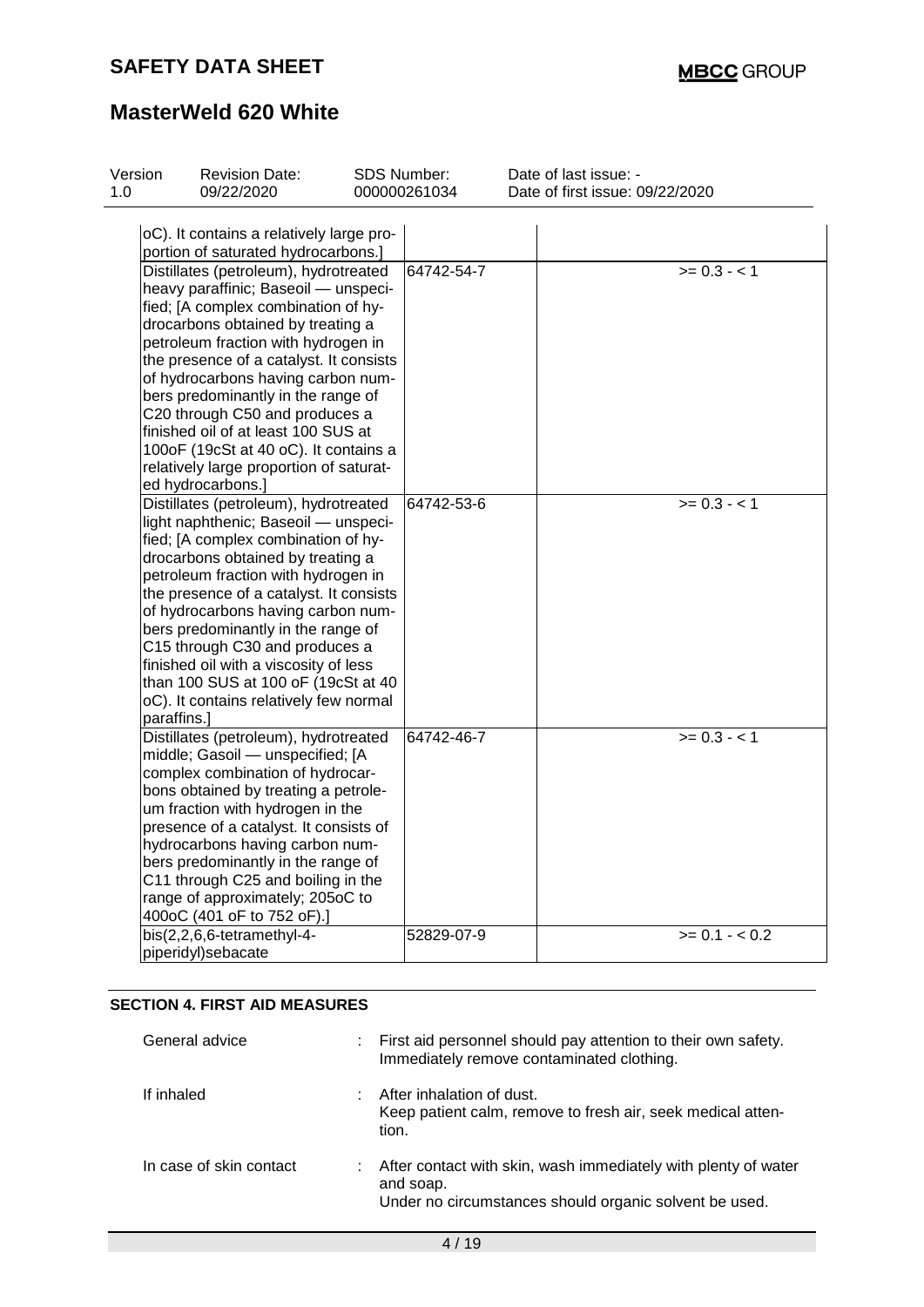| | | | |
|---|---|---|---|
| oC). It contains a relatively large proportion of saturated hydrocarbons.] | | | |
| Distillates (petroleum), hydrotreated heavy paraffinic; Baseoil — unspecified; [A complex combination of hydrocarbons obtained by treating a petroleum fraction with hydrogen in the presence of a catalyst. It consists of hydrocarbons having carbon numbers predominantly in the range of C20 through C50 and produces a finished oil of at least 100 SUS at 100oF (19cSt at 40 oC). It contains a relatively large proportion of saturated hydrocarbons.] | 64742-54-7 | | >= 0.3 - < 1 |
| Distillates (petroleum), hydrotreated light naphthenic; Baseoil — unspecified; [A complex combination of hydrocarbons obtained by treating a petroleum fraction with hydrogen in the presence of a catalyst. It consists of hydrocarbons having carbon numbers predominantly in the range of C15 through C30 and produces a finished oil with a viscosity of less than 100 SUS at 100 oF (19cSt at 40 oC). It contains relatively few normal paraffins.] | 64742-53-6 | | >= 0.3 - < 1 |
| Distillates (petroleum), hydrotreated middle; Gasoil — unspecified; [A complex combination of hydrocarbons obtained by treating a petroleum fraction with hydrogen in the presence of a catalyst. It consists of hydrocarbons having carbon numbers predominantly in the range of C11 through C25 and boiling in the range of approximately; 205oC to 400oC (401 oF to 752 oF).] | 64742-46-7 | | >= 0.3 - < 1 |
| bis(2,2,6,6-tetramethyl-4-piperidyl)sebacate | 52829-07-9 | | >= 0.1 - < 0.2 |

## SECTION 4. FIRST AID MEASURES

General advice : First aid personnel should pay attention to their own safety. Immediately remove contaminated clothing.

If inhaled : After inhalation of dust. Keep patient calm, remove to fresh air, seek medical attention.

In case of skin contact : After contact with skin, wash immediately with plenty of water and soap. Under no circumstances should organic solvent be used.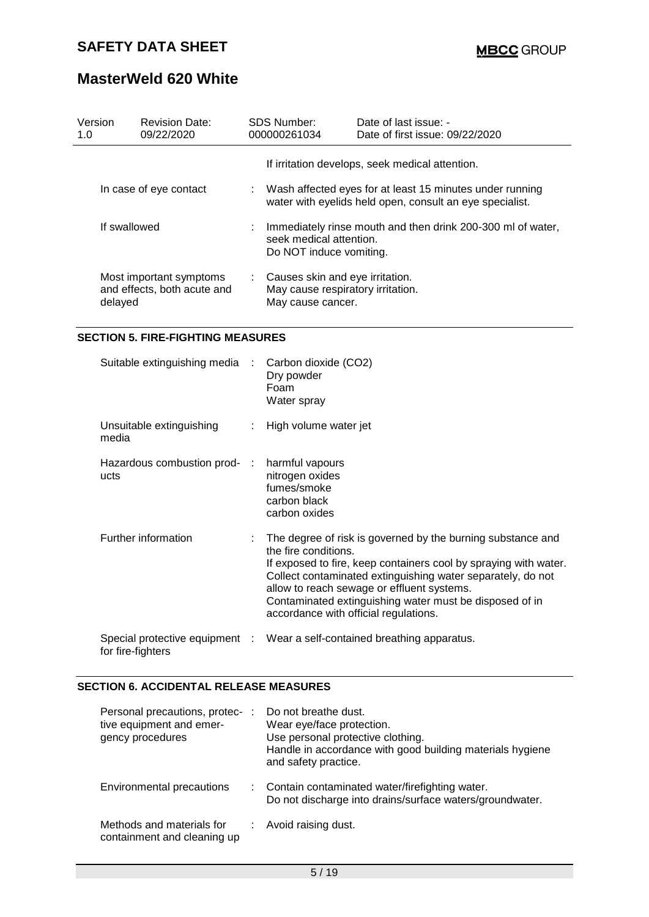| | |
|---|---|
| | If irritation develops, seek medical attention. |
| In case of eye contact | : Wash affected eyes for at least 15 minutes under running water with eyelids held open, consult an eye specialist. |
| If swallowed | : Immediately rinse mouth and then drink 200-300 ml of water, seek medical attention.<br>Do NOT induce vomiting. |
| Most important symptoms and effects, both acute and delayed | : Causes skin and eye irritation.<br>May cause respiratory irritation.<br>May cause cancer. |

## SECTION 5. FIRE-FIGHTING MEASURES

| | |
|---|---|
| Suitable extinguishing media | : Carbon dioxide ($CO_2$)<br>Dry powder<br>Foam<br>Water spray |
| Unsuitable extinguishing media | : High volume water jet |
| Hazardous combustion products | : harmful vapours<br>nitrogen oxides<br>fumes/smoke<br>carbon black<br>carbon oxides |
| Further information | : The degree of risk is governed by the burning substance and the fire conditions.<br>If exposed to fire, keep containers cool by spraying with water.<br>Collect contaminated extinguishing water separately, do not allow to reach sewage or effluent systems.<br>Contaminated extinguishing water must be disposed of in accordance with official regulations. |
| Special protective equipment for fire-fighters | : Wear a self-contained breathing apparatus. |

## SECTION 6. ACCIDENTAL RELEASE MEASURES

| | |
|---|---|
| Personal precautions, protective equipment and emergency procedures | : Do not breathe dust.<br>Wear eye/face protection.<br>Use personal protective clothing.<br>Handle in accordance with good building materials hygiene and safety practice. |
| Environmental precautions | : Contain contaminated water/firefighting water.<br>Do not discharge into drains/surface waters/groundwater. |
| Methods and materials for containment and cleaning up | : Avoid raising dust. |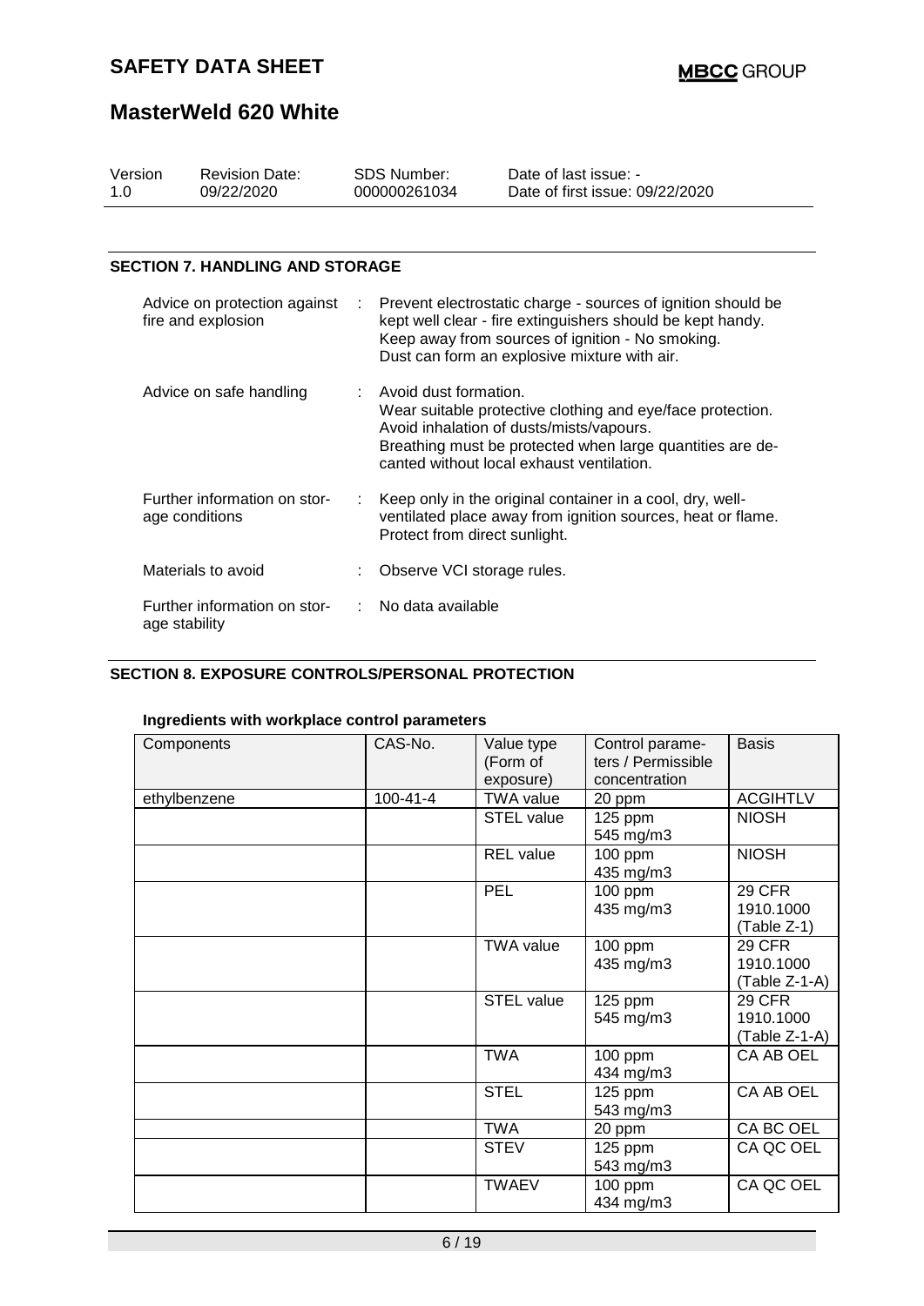## SECTION 7. HANDLING AND STORAGE

Advice on protection against fire and explosion : Prevent electrostatic charge - sources of ignition should be kept well clear - fire extinguishers should be kept handy. Keep away from sources of ignition - No smoking. Dust can form an explosive mixture with air.

Advice on safe handling : Avoid dust formation. Wear suitable protective clothing and eye/face protection. Avoid inhalation of dusts/mists/vapours. Breathing must be protected when large quantities are decanted without local exhaust ventilation.

Further information on storage conditions : Keep only in the original container in a cool, dry, well-ventilated place away from ignition sources, heat or flame. Protect from direct sunlight.

Materials to avoid : Observe VCI storage rules.

Further information on storage stability : No data available

## SECTION 8. EXPOSURE CONTROLS/PERSONAL PROTECTION

**Ingredients with workplace control parameters**

| Components | CAS-No. | Value type (Form of exposure) | Control parameters / Permissible concentration | Basis |
|---|---|---|---|---|
| ethylbenzene | 100-41-4 | TWA value | 20 ppm | ACGIHTLV |
| | | STEL value | 125 ppm 545 mg/m3 | NIOSH |
| | | REL value | 100 ppm 435 mg/m3 | NIOSH |
| | | PEL | 100 ppm 435 mg/m3 | 29 CFR 1910.1000 (Table Z-1) |
| | | TWA value | 100 ppm 435 mg/m3 | 29 CFR 1910.1000 (Table Z-1-A) |
| | | STEL value | 125 ppm 545 mg/m3 | 29 CFR 1910.1000 (Table Z-1-A) |
| | | TWA | 100 ppm 434 mg/m3 | CA AB OEL |
| | | STEL | 125 ppm 543 mg/m3 | CA AB OEL |
| | | TWA | 20 ppm | CA BC OEL |
| | | STEV | 125 ppm 543 mg/m3 | CA QC OEL |
| | | TWAEV | 100 ppm 434 mg/m3 | CA QC OEL |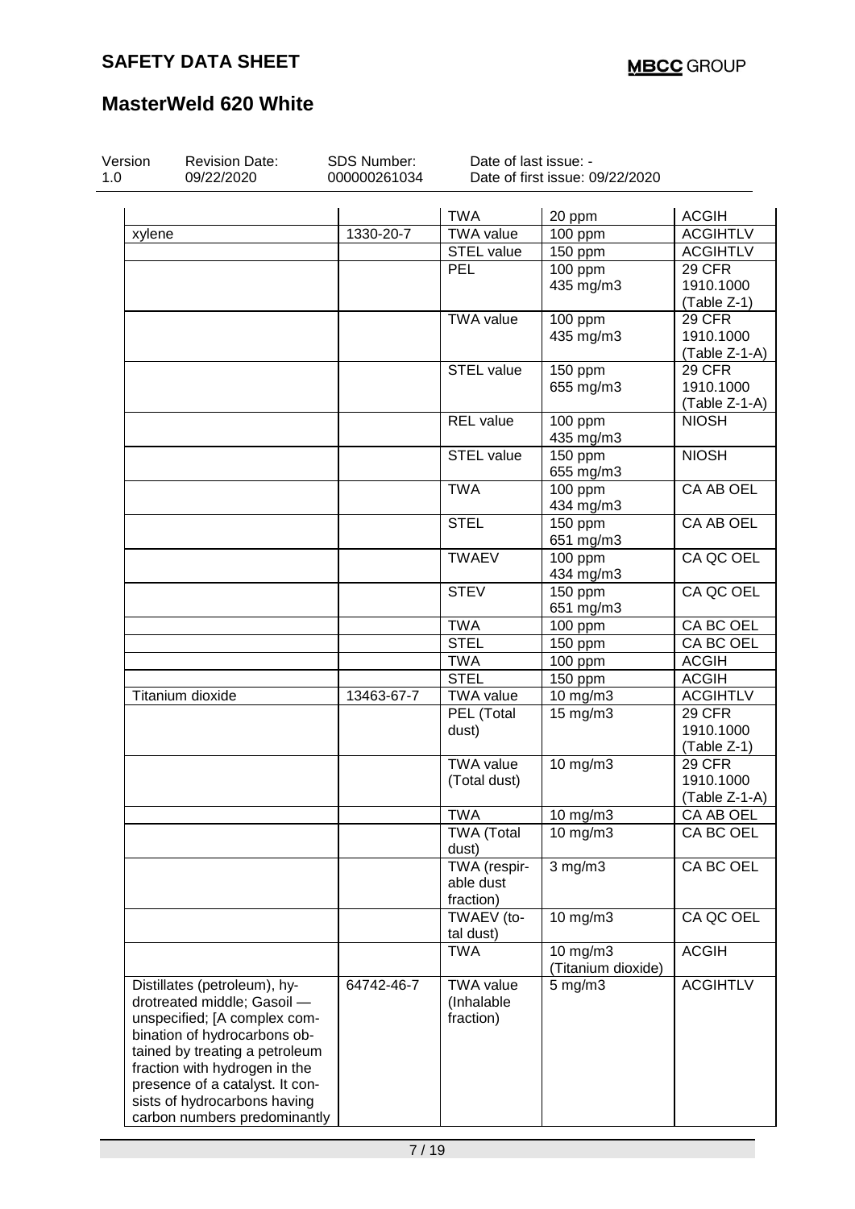| | | TWA | 20 ppm | ACGIH |
|---|---|---|---|---|
| xylene | 1330-20-7 | TWA value | 100 ppm | ACGIHTLV |
| | | STEL value | 150 ppm | ACGIHTLV |
| | | PEL | 100 ppm 435 mg/m3 | 29 CFR 1910.1000 (Table Z-1) |
| | | TWA value | 100 ppm 435 mg/m3 | 29 CFR 1910.1000 (Table Z-1-A) |
| | | STEL value | 150 ppm 655 mg/m3 | 29 CFR 1910.1000 (Table Z-1-A) |
| | | REL value | 100 ppm 435 mg/m3 | NIOSH |
| | | STEL value | 150 ppm 655 mg/m3 | NIOSH |
| | | TWA | 100 ppm 434 mg/m3 | CA AB OEL |
| | | STEL | 150 ppm 651 mg/m3 | CA AB OEL |
| | | TWAEV | 100 ppm 434 mg/m3 | CA QC OEL |
| | | STEV | 150 ppm 651 mg/m3 | CA QC OEL |
| | | TWA | 100 ppm | CA BC OEL |
| | | STEL | 150 ppm | CA BC OEL |
| | | TWA | 100 ppm | ACGIH |
| | | STEL | 150 ppm | ACGIH |
| Titanium dioxide | 13463-67-7 | TWA value | 10 mg/m3 | ACGIHTLV |
| | | PEL (Total dust) | 15 mg/m3 | 29 CFR 1910.1000 (Table Z-1) |
| | | TWA value (Total dust) | 10 mg/m3 | 29 CFR 1910.1000 (Table Z-1-A) |
| | | TWA | 10 mg/m3 | CA AB OEL |
| | | TWA (Total dust) | 10 mg/m3 | CA BC OEL |
| | | TWA (respirable dust fraction) | 3 mg/m3 | CA BC OEL |
| | | TWAEV (total dust) | 10 mg/m3 | CA QC OEL |
| | | TWA | 10 mg/m3 (Titanium dioxide) | ACGIH |
| Distillates (petroleum), hydrotreated middle; Gasoil — unspecified; [A complex combination of hydrocarbons obtained by treating a petroleum fraction with hydrogen in the presence of a catalyst. It consists of hydrocarbons having carbon numbers predominantly | 64742-46-7 | TWA value (Inhalable fraction) | 5 mg/m3 | ACGIHTLV |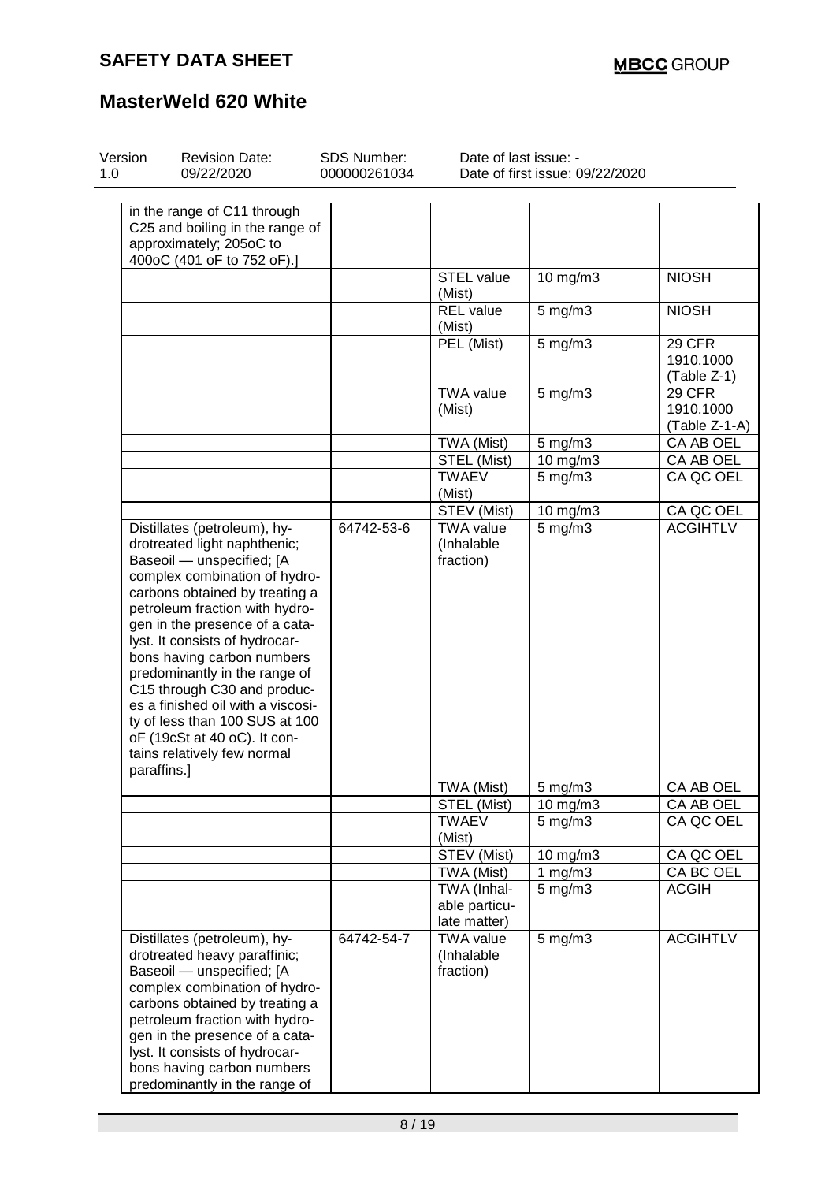| | | | | |
|---|---|---|---|---|
| in the range of C11 through C25 and boiling in the range of approximately; 205oC to 400oC (401 oF to 752 oF).] | | | | |
| | | STEL value (Mist) | 10 mg/m3 | NIOSH |
| | | REL value (Mist) | 5 mg/m3 | NIOSH |
| | | PEL (Mist) | 5 mg/m3 | 29 CFR 1910.1000 (Table Z-1) |
| | | TWA value (Mist) | 5 mg/m3 | 29 CFR 1910.1000 (Table Z-1-A) |
| | | TWA (Mist) | 5 mg/m3 | CA AB OEL |
| | | STEL (Mist) | 10 mg/m3 | CA AB OEL |
| | | TWAEV (Mist) | 5 mg/m3 | CA QC OEL |
| | | STEV (Mist) | 10 mg/m3 | CA QC OEL |
| Distillates (petroleum), hydrotreated light naphthenic; Baseoil — unspecified; [A complex combination of hydrocarbons obtained by treating a petroleum fraction with hydrogen in the presence of a catalyst. It consists of hydrocarbons having carbon numbers predominantly in the range of C15 through C30 and produces a finished oil with a viscosity of less than 100 SUS at 100 oF (19cSt at 40 oC). It contains relatively few normal paraffins.] | 64742-53-6 | TWA value (Inhalable fraction) | 5 mg/m3 | ACGIHTLV |
| | | TWA (Mist) | 5 mg/m3 | CA AB OEL |
| | | STEL (Mist) | 10 mg/m3 | CA AB OEL |
| | | TWAEV (Mist) | 5 mg/m3 | CA QC OEL |
| | | STEV (Mist) | 10 mg/m3 | CA QC OEL |
| | | TWA (Mist) | 1 mg/m3 | CA BC OEL |
| | | TWA (Inhalable particulate matter) | 5 mg/m3 | ACGIH |
| Distillates (petroleum), hydrotreated heavy paraffinic; Baseoil — unspecified; [A complex combination of hydrocarbons obtained by treating a petroleum fraction with hydrogen in the presence of a catalyst. It consists of hydrocarbons having carbon numbers predominantly in the range of | 64742-54-7 | TWA value (Inhalable fraction) | 5 mg/m3 | ACGIHTLV |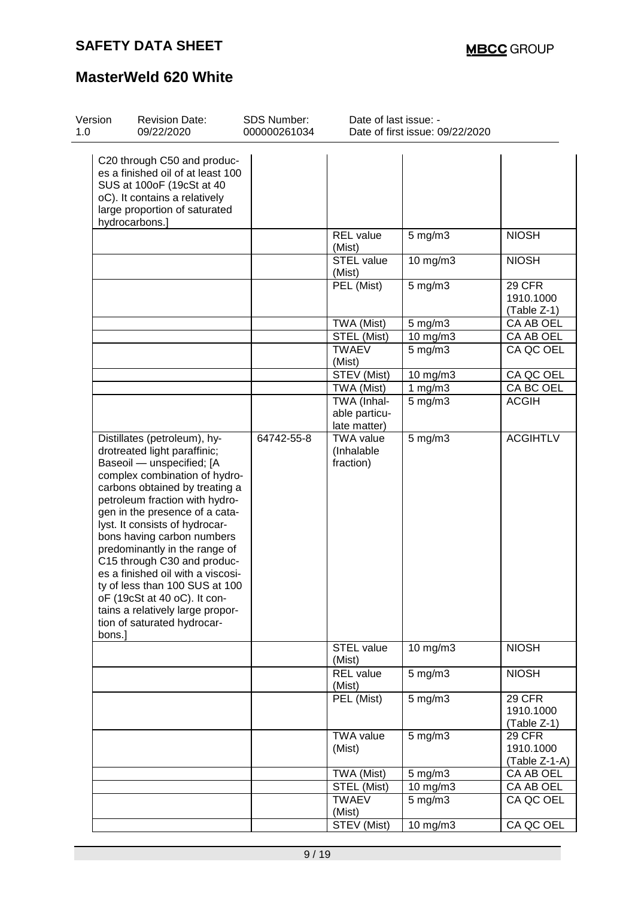| Version 1.0 | Revision Date: 09/22/2020 | SDS Number: 000000261034 | Date of last issue: - Date of first issue: 09/22/2020 |
|---|---|---|---|

| Components | CAS-No. | Value type (Form of exposure) | Control parameters / Permissible concentration | Basis |
|---|---|---|---|---|
| C20 through C50 and produces a finished oil of at least 100 SUS at 100oF (19cSt at 40 oC). It contains a relatively large proportion of saturated hydrocarbons.] | | | | |
| | | REL value (Mist) | 5 mg/m3 | NIOSH |
| | | STEL value (Mist) | 10 mg/m3 | NIOSH |
| | | PEL (Mist) | 5 mg/m3 | 29 CFR 1910.1000 (Table Z-1) |
| | | TWA (Mist) | 5 mg/m3 | CA AB OEL |
| | | STEL (Mist) | 10 mg/m3 | CA AB OEL |
| | | TWAEV (Mist) | 5 mg/m3 | CA QC OEL |
| | | STEV (Mist) | 10 mg/m3 | CA QC OEL |
| | | TWA (Mist) | 1 mg/m3 | CA BC OEL |
| | | TWA (Inhalable particulate matter) | 5 mg/m3 | ACGIH |
| Distillates (petroleum), hydrotreated light paraffinic; Baseoil — unspecified; [A complex combination of hydrocarbons obtained by treating a petroleum fraction with hydrogen in the presence of a catalyst. It consists of hydrocarbons having carbon numbers predominantly in the range of C15 through C30 and produces a finished oil with a viscosity of less than 100 SUS at 100 oF (19cSt at 40 oC). It contains a relatively large proportion of saturated hydrocarbons.] | 64742-55-8 | TWA value (Inhalable fraction) | 5 mg/m3 | ACGIHTLV |
| | | STEL value (Mist) | 10 mg/m3 | NIOSH |
| | | REL value (Mist) | 5 mg/m3 | NIOSH |
| | | PEL (Mist) | 5 mg/m3 | 29 CFR 1910.1000 (Table Z-1) |
| | | TWA value (Mist) | 5 mg/m3 | 29 CFR 1910.1000 (Table Z-1-A) |
| | | TWA (Mist) | 5 mg/m3 | CA AB OEL |
| | | STEL (Mist) | 10 mg/m3 | CA AB OEL |
| | | TWAEV (Mist) | 5 mg/m3 | CA QC OEL |
| | | STEV (Mist) | 10 mg/m3 | CA QC OEL |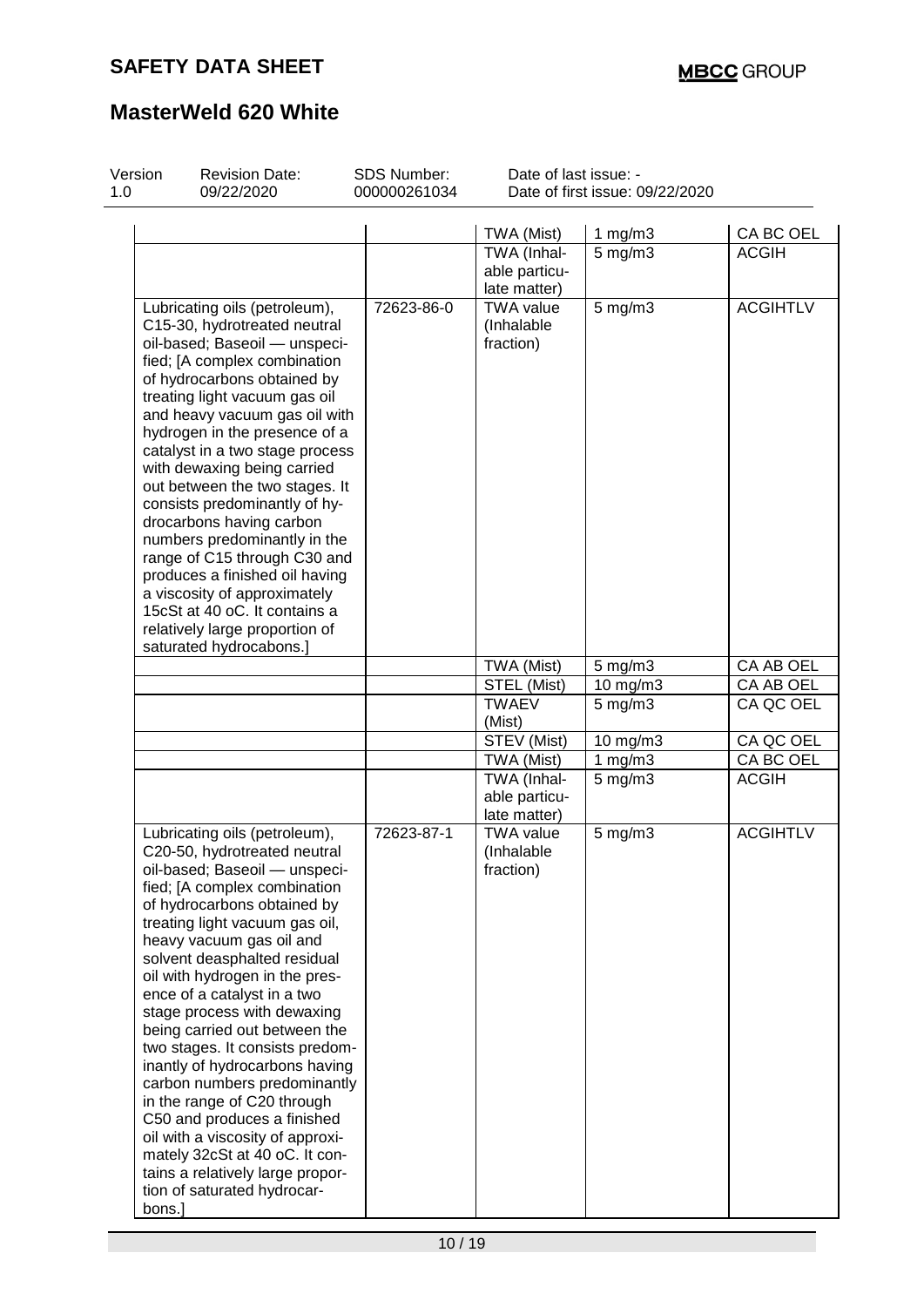| | | TWA (Mist) | 1 mg/m3 | CA BC OEL |
|---|---|---|---|---|
| | | TWA (Inhalable particulate matter) | 5 mg/m3 | ACGIH |
| Lubricating oils (petroleum), C15-30, hydrotreated neutral oil-based; Baseoil — unspecified; [A complex combination of hydrocarbons obtained by treating light vacuum gas oil and heavy vacuum gas oil with hydrogen in the presence of a catalyst in a two stage process with dewaxing being carried out between the two stages. It consists predominantly of hydrocarbons having carbon numbers predominantly in the range of C15 through C30 and produces a finished oil having a viscosity of approximately 15cSt at 40 oC. It contains a relatively large proportion of saturated hydrocabons.] | 72623-86-0 | TWA value (Inhalable fraction) | 5 mg/m3 | ACGIHTLV |
| | | TWA (Mist) | 5 mg/m3 | CA AB OEL |
| | | STEL (Mist) | 10 mg/m3 | CA AB OEL |
| | | TWAEV (Mist) | 5 mg/m3 | CA QC OEL |
| | | STEV (Mist) | 10 mg/m3 | CA QC OEL |
| | | TWA (Mist) | 1 mg/m3 | CA BC OEL |
| | | TWA (Inhalable particulate matter) | 5 mg/m3 | ACGIH |
| Lubricating oils (petroleum), C20-50, hydrotreated neutral oil-based; Baseoil — unspecified; [A complex combination of hydrocarbons obtained by treating light vacuum gas oil, heavy vacuum gas oil and solvent deasphalted residual oil with hydrogen in the presence of a catalyst in a two stage process with dewaxing being carried out between the two stages. It consists predominantly of hydrocarbons having carbon numbers predominantly in the range of C20 through C50 and produces a finished oil with a viscosity of approximately 32cSt at 40 oC. It contains a relatively large proportion of saturated hydrocarbons.] | 72623-87-1 | TWA value (Inhalable fraction) | 5 mg/m3 | ACGIHTLV |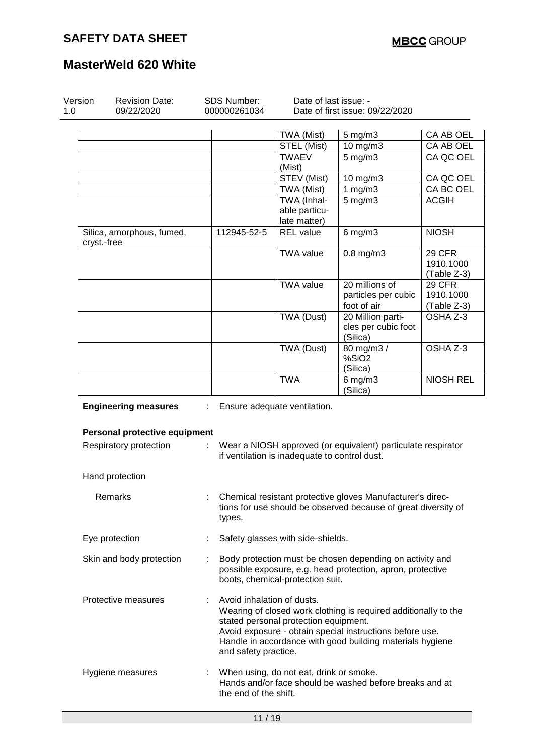| | | | | |
|---|---|---|---|---|
| | | TWA (Mist) | 5 mg/m3 | CA AB OEL |
| | | STEL (Mist) | 10 mg/m3 | CA AB OEL |
| | | TWAEV (Mist) | 5 mg/m3 | CA QC OEL |
| | | STEV (Mist) | 10 mg/m3 | CA QC OEL |
| | | TWA (Mist) | 1 mg/m3 | CA BC OEL |
| | | TWA (Inhalable particulate matter) | 5 mg/m3 | ACGIH |
| Silica, amorphous, fumed, cryst.-free | 112945-52-5 | REL value | 6 mg/m3 | NIOSH |
| | | TWA value | 0.8 mg/m3 | 29 CFR 1910.1000 (Table Z-3) |
| | | TWA value | 20 millions of particles per cubic foot of air | 29 CFR 1910.1000 (Table Z-3) |
| | | TWA (Dust) | 20 Million particles per cubic foot (Silica) | OSHA Z-3 |
| | | TWA (Dust) | 80 mg/m3 / %$SiO_2$ (Silica) | OSHA Z-3 |
| | | TWA | 6 mg/m3 (Silica) | NIOSH REL |

**Engineering measures** : Ensure adequate ventilation.

**Personal protective equipment**

Respiratory protection : Wear a NIOSH approved (or equivalent) particulate respirator if ventilation is inadequate to control dust.

Hand protection

Remarks : Chemical resistant protective gloves Manufacturer's directions for use should be observed because of great diversity of types.

Eye protection : Safety glasses with side-shields.

Skin and body protection : Body protection must be chosen depending on activity and possible exposure, e.g. head protection, apron, protective boots, chemical-protection suit.

Protective measures : Avoid inhalation of dusts.
Wearing of closed work clothing is required additionally to the stated personal protection equipment.
Avoid exposure - obtain special instructions before use.
Handle in accordance with good building materials hygiene and safety practice.

Hygiene measures : When using, do not eat, drink or smoke.
Hands and/or face should be washed before breaks and at the end of the shift.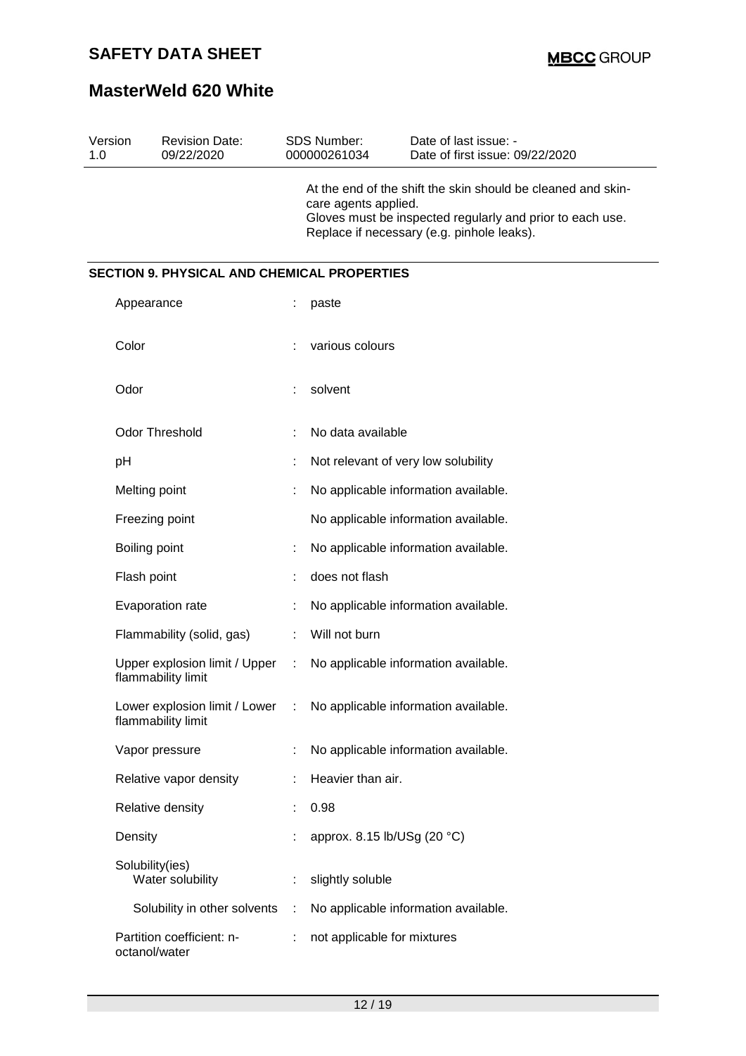At the end of the shift the skin should be cleaned and skin-care agents applied.
Gloves must be inspected regularly and prior to each use.
Replace if necessary (e.g. pinhole leaks).

## SECTION 9. PHYSICAL AND CHEMICAL PROPERTIES

| Property | | Value |
|---|---|---|
| Appearance | : | paste |
| Color | : | various colours |
| Odor | : | solvent |
| Odor Threshold | : | No data available |
| pH | : | Not relevant of very low solubility |
| Melting point | : | No applicable information available. |
| Freezing point | | No applicable information available. |
| Boiling point | : | No applicable information available. |
| Flash point | : | does not flash |
| Evaporation rate | : | No applicable information available. |
| Flammability (solid, gas) | : | Will not burn |
| Upper explosion limit / Upper flammability limit | : | No applicable information available. |
| Lower explosion limit / Lower flammability limit | : | No applicable information available. |
| Vapor pressure | : | No applicable information available. |
| Relative vapor density | : | Heavier than air. |
| Relative density | : | 0.98 |
| Density | : | approx. 8.15 lb/USg (20 °C) |
| Solubility(ies) Water solubility | : | slightly soluble |
| Solubility in other solvents | : | No applicable information available. |
| Partition coefficient: n-octanol/water | : | not applicable for mixtures |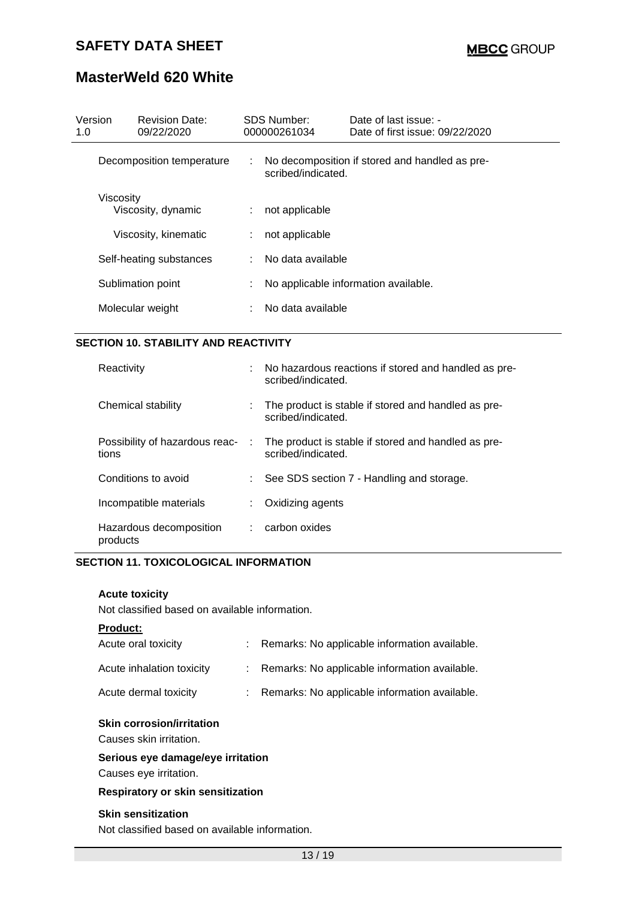| | | |
|---|---|---|
| Decomposition temperature | : | No decomposition if stored and handled as prescribed/indicated. |
| Viscosity | | |
| Viscosity, dynamic | : | not applicable |
| Viscosity, kinematic | : | not applicable |
| Self-heating substances | : | No data available |
| Sublimation point | : | No applicable information available. |
| Molecular weight | : | No data available |

## SECTION 10. STABILITY AND REACTIVITY

| | | |
|---|---|---|
| Reactivity | : | No hazardous reactions if stored and handled as prescribed/indicated. |
| Chemical stability | : | The product is stable if stored and handled as prescribed/indicated. |
| Possibility of hazardous reactions | : | The product is stable if stored and handled as prescribed/indicated. |
| Conditions to avoid | : | See SDS section 7 - Handling and storage. |
| Incompatible materials | : | Oxidizing agents |
| Hazardous decomposition products | : | carbon oxides |

## SECTION 11. TOXICOLOGICAL INFORMATION

**Acute toxicity**

Not classified based on available information.

**Product:**

| | | |
|---|---|---|
| Acute oral toxicity | : | Remarks: No applicable information available. |
| Acute inhalation toxicity | : | Remarks: No applicable information available. |
| Acute dermal toxicity | : | Remarks: No applicable information available. |

**Skin corrosion/irritation**

Causes skin irritation.

**Serious eye damage/eye irritation**

Causes eye irritation.

**Respiratory or skin sensitization**

**Skin sensitization**

Not classified based on available information.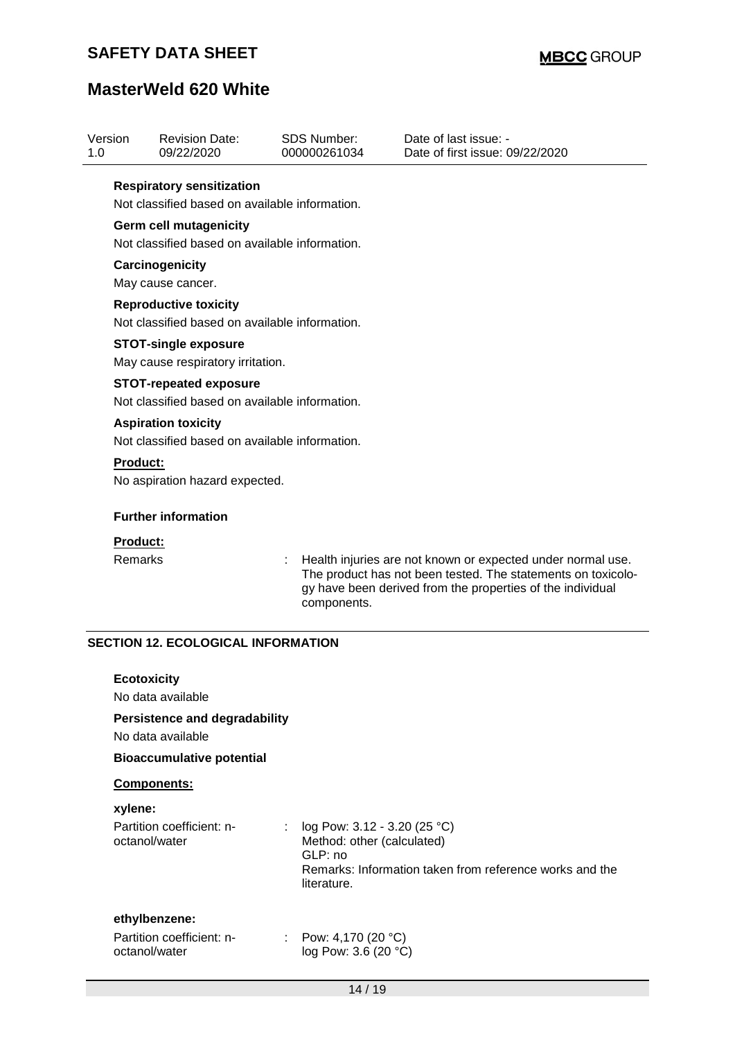**Respiratory sensitization**

Not classified based on available information.

**Germ cell mutagenicity**

Not classified based on available information.

**Carcinogenicity**

May cause cancer.

**Reproductive toxicity**

Not classified based on available information.

**STOT-single exposure**

May cause respiratory irritation.

**STOT-repeated exposure**

Not classified based on available information.

**Aspiration toxicity**

Not classified based on available information.

**Product:**

No aspiration hazard expected.

**Further information**

**Product:**

Remarks : Health injuries are not known or expected under normal use. The product has not been tested. The statements on toxicology have been derived from the properties of the individual components.

## SECTION 12. ECOLOGICAL INFORMATION

**Ecotoxicity**

No data available

**Persistence and degradability**

No data available

**Bioaccumulative potential**

**Components:**

**xylene:**

Partition coefficient: n-octanol/water : log Pow: 3.12 - 3.20 (25 °C)
Method: other (calculated)
GLP: no
Remarks: Information taken from reference works and the literature.

**ethylbenzene:**

Partition coefficient: n-octanol/water : Pow: 4,170 (20 °C)
log Pow: 3.6 (20 °C)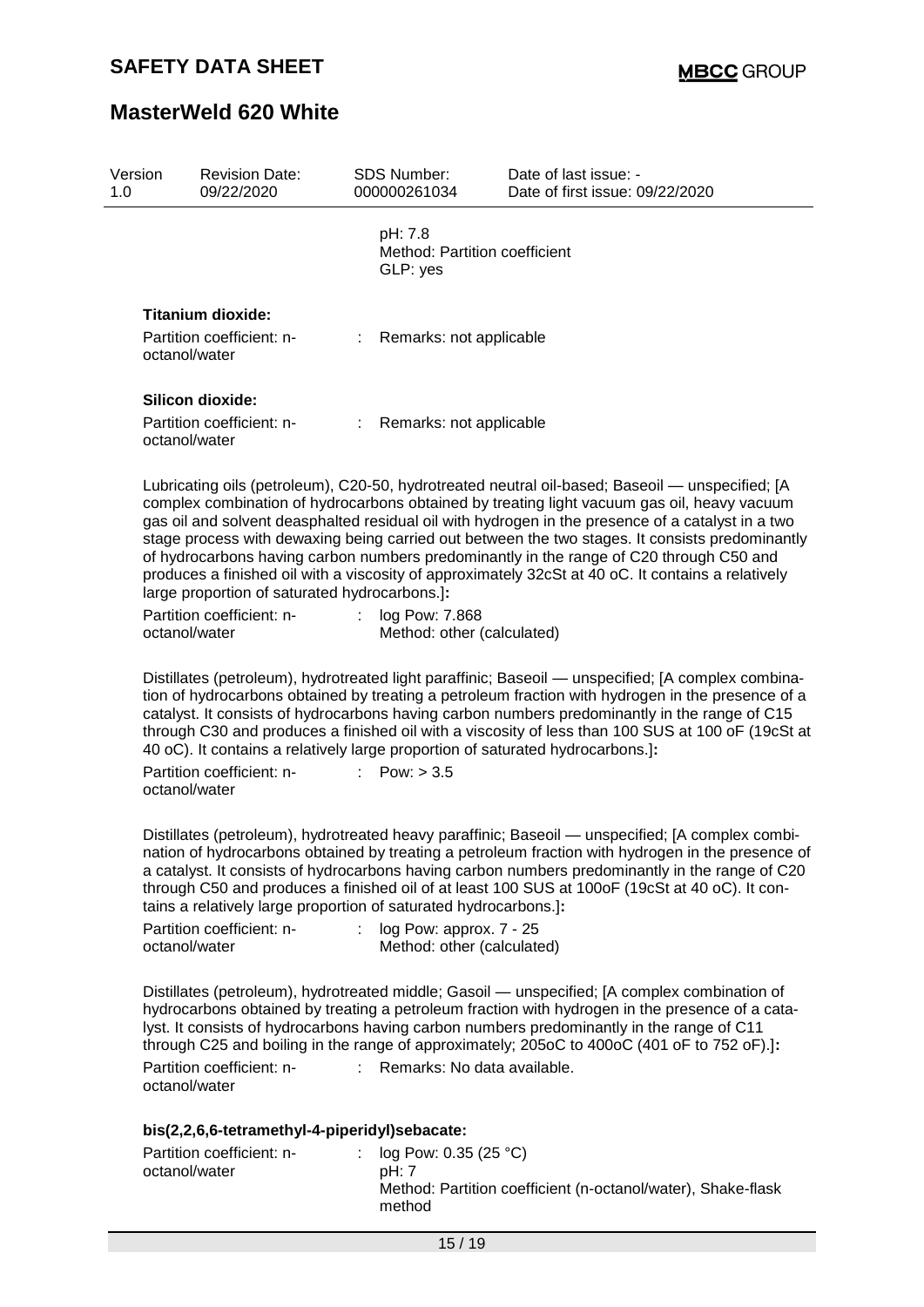pH: 7.8
Method: Partition coefficient
GLP: yes

**Titanium dioxide:**

Partition coefficient: n-octanol/water : Remarks: not applicable

**Silicon dioxide:**

Partition coefficient: n-octanol/water : Remarks: not applicable

Lubricating oils (petroleum), C20-50, hydrotreated neutral oil-based; Baseoil — unspecified; [A complex combination of hydrocarbons obtained by treating light vacuum gas oil, heavy vacuum gas oil and solvent deasphalted residual oil with hydrogen in the presence of a catalyst in a two stage process with dewaxing being carried out between the two stages. It consists predominantly of hydrocarbons having carbon numbers predominantly in the range of C20 through C50 and produces a finished oil with a viscosity of approximately 32cSt at 40 oC. It contains a relatively large proportion of saturated hydrocarbons.]**:**

Partition coefficient: n-octanol/water : log Pow: 7.868
Method: other (calculated)

Distillates (petroleum), hydrotreated light paraffinic; Baseoil — unspecified; [A complex combination of hydrocarbons obtained by treating a petroleum fraction with hydrogen in the presence of a catalyst. It consists of hydrocarbons having carbon numbers predominantly in the range of C15 through C30 and produces a finished oil with a viscosity of less than 100 SUS at 100 oF (19cSt at 40 oC). It contains a relatively large proportion of saturated hydrocarbons.]**:**

Partition coefficient: n-octanol/water : Pow: > 3.5

Distillates (petroleum), hydrotreated heavy paraffinic; Baseoil — unspecified; [A complex combination of hydrocarbons obtained by treating a petroleum fraction with hydrogen in the presence of a catalyst. It consists of hydrocarbons having carbon numbers predominantly in the range of C20 through C50 and produces a finished oil of at least 100 SUS at 100oF (19cSt at 40 oC). It contains a relatively large proportion of saturated hydrocarbons.]**:**

Partition coefficient: n-octanol/water : log Pow: approx. 7 - 25
Method: other (calculated)

Distillates (petroleum), hydrotreated middle; Gasoil — unspecified; [A complex combination of hydrocarbons obtained by treating a petroleum fraction with hydrogen in the presence of a catalyst. It consists of hydrocarbons having carbon numbers predominantly in the range of C11 through C25 and boiling in the range of approximately; 205oC to 400oC (401 oF to 752 oF).]**:**

Partition coefficient: n-octanol/water : Remarks: No data available.

**bis(2,2,6,6-tetramethyl-4-piperidyl)sebacate:**

Partition coefficient: n-octanol/water : log Pow: 0.35 (25 °C)
pH: 7
Method: Partition coefficient (n-octanol/water), Shake-flask method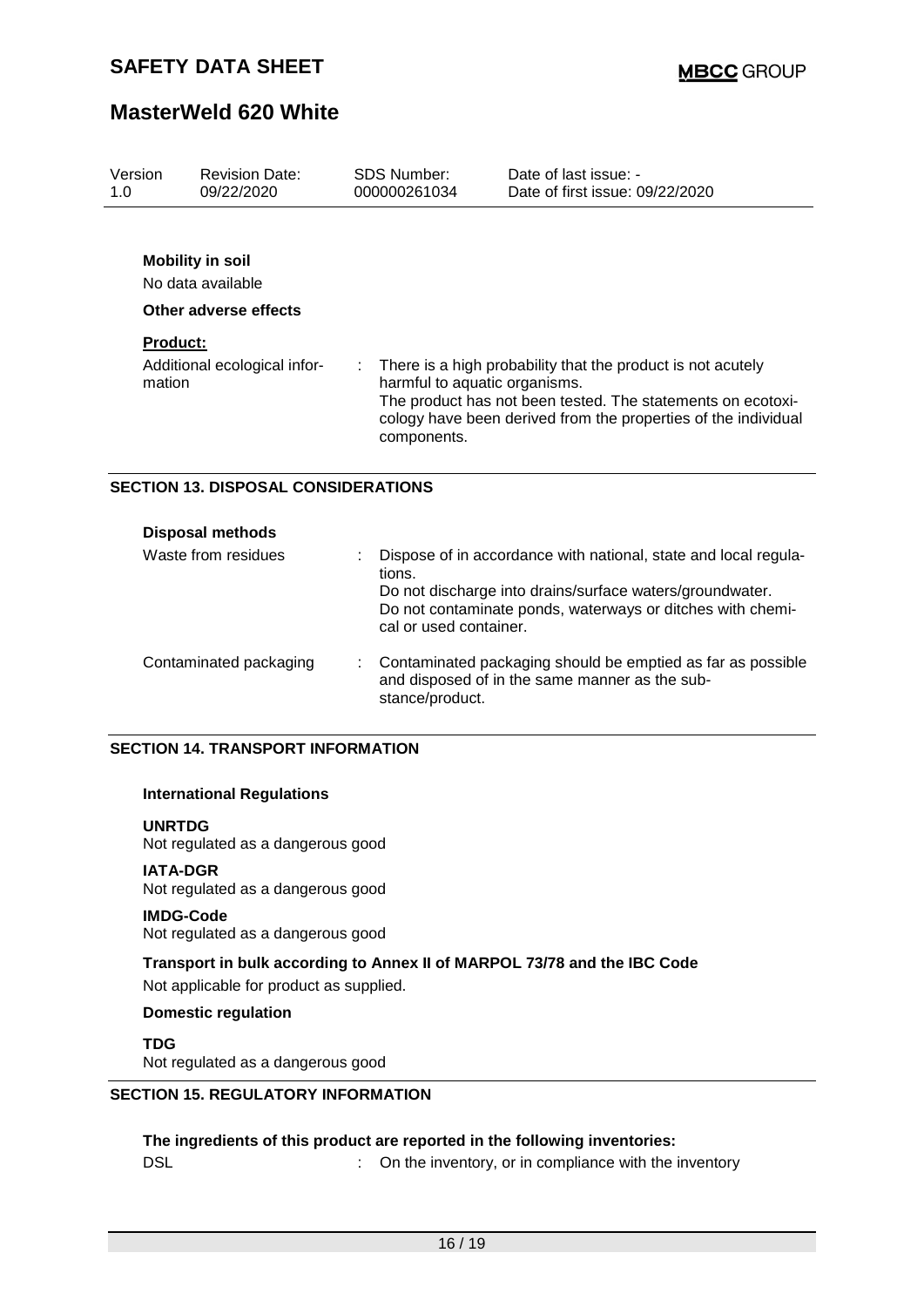**Mobility in soil**

No data available

**Other adverse effects**

**Product:**

Additional ecological information : There is a high probability that the product is not acutely harmful to aquatic organisms.
The product has not been tested. The statements on ecotoxicology have been derived from the properties of the individual components.

## SECTION 13. DISPOSAL CONSIDERATIONS

**Disposal methods**

Waste from residues : Dispose of in accordance with national, state and local regulations.
Do not discharge into drains/surface waters/groundwater.
Do not contaminate ponds, waterways or ditches with chemical or used container.

Contaminated packaging : Contaminated packaging should be emptied as far as possible and disposed of in the same manner as the substance/product.

## SECTION 14. TRANSPORT INFORMATION

**International Regulations**

**UNRTDG**
Not regulated as a dangerous good

**IATA-DGR**
Not regulated as a dangerous good

**IMDG-Code**
Not regulated as a dangerous good

**Transport in bulk according to Annex II of MARPOL 73/78 and the IBC Code**

Not applicable for product as supplied.

**Domestic regulation**

**TDG**
Not regulated as a dangerous good

## SECTION 15. REGULATORY INFORMATION

**The ingredients of this product are reported in the following inventories:**

DSL : On the inventory, or in compliance with the inventory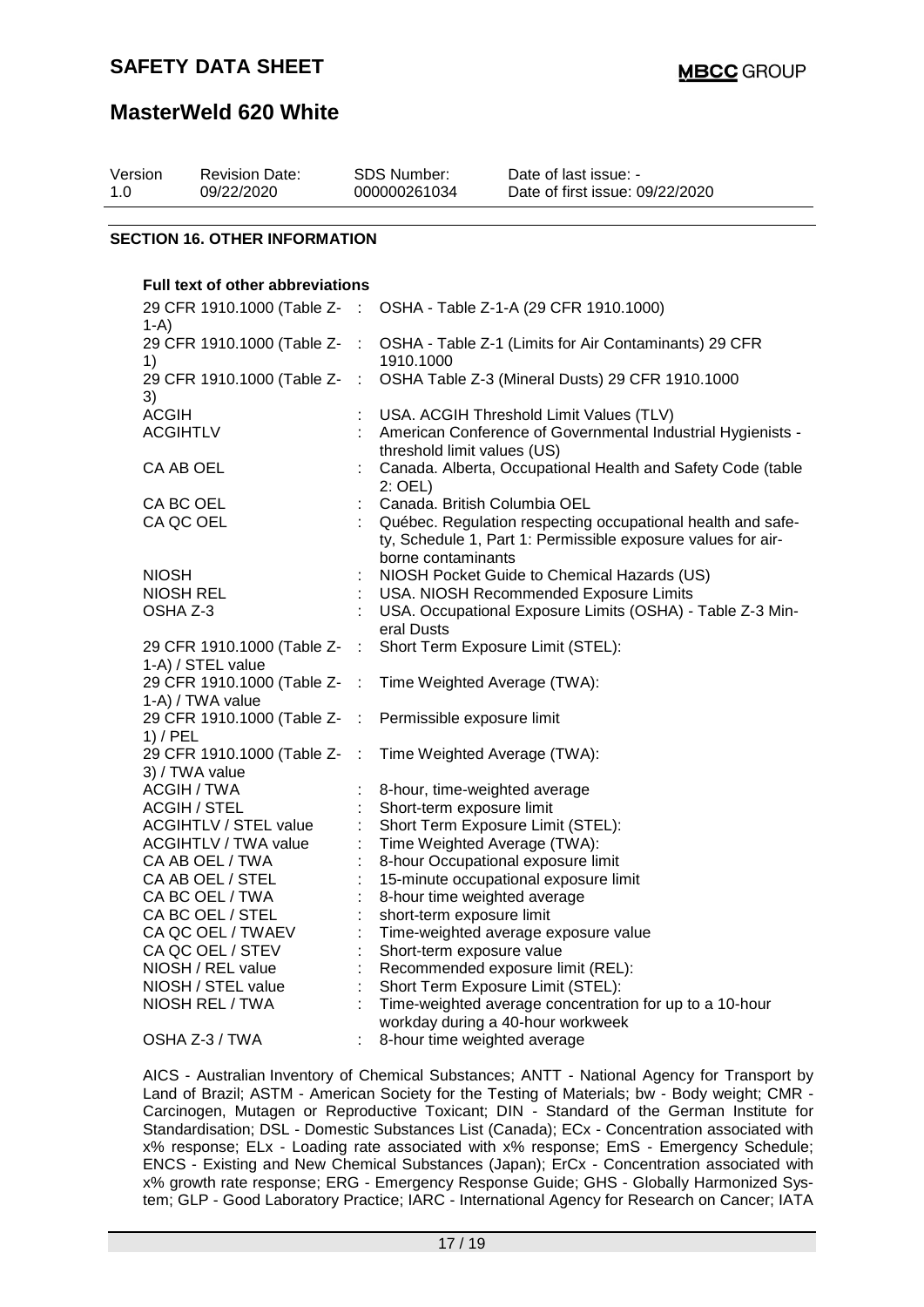## SECTION 16. OTHER INFORMATION

**Full text of other abbreviations**

| Abbreviation | | Description |
|---|---|---|
| 29 CFR 1910.1000 (Table Z-1-A) | : | OSHA - Table Z-1-A (29 CFR 1910.1000) |
| 29 CFR 1910.1000 (Table Z-1) | : | OSHA - Table Z-1 (Limits for Air Contaminants) 29 CFR 1910.1000 |
| 29 CFR 1910.1000 (Table Z-3) | : | OSHA Table Z-3 (Mineral Dusts) 29 CFR 1910.1000 |
| ACGIH | : | USA. ACGIH Threshold Limit Values (TLV) |
| ACGIHTLV | : | American Conference of Governmental Industrial Hygienists - threshold limit values (US) |
| CA AB OEL | : | Canada. Alberta, Occupational Health and Safety Code (table 2: OEL) |
| CA BC OEL | : | Canada. British Columbia OEL |
| CA QC OEL | : | Québec. Regulation respecting occupational health and safety, Schedule 1, Part 1: Permissible exposure values for airborne contaminants |
| NIOSH | : | NIOSH Pocket Guide to Chemical Hazards (US) |
| NIOSH REL | : | USA. NIOSH Recommended Exposure Limits |
| OSHA Z-3 | : | USA. Occupational Exposure Limits (OSHA) - Table Z-3 Mineral Dusts |
| 29 CFR 1910.1000 (Table Z-1-A) / STEL value | : | Short Term Exposure Limit (STEL): |
| 29 CFR 1910.1000 (Table Z-1-A) / TWA value | : | Time Weighted Average (TWA): |
| 29 CFR 1910.1000 (Table Z-1) / PEL | : | Permissible exposure limit |
| 29 CFR 1910.1000 (Table Z-3) / TWA value | : | Time Weighted Average (TWA): |
| ACGIH / TWA | : | 8-hour, time-weighted average |
| ACGIH / STEL | : | Short-term exposure limit |
| ACGIHTLV / STEL value | : | Short Term Exposure Limit (STEL): |
| ACGIHTLV / TWA value | : | Time Weighted Average (TWA): |
| CA AB OEL / TWA | : | 8-hour Occupational exposure limit |
| CA AB OEL / STEL | : | 15-minute occupational exposure limit |
| CA BC OEL / TWA | : | 8-hour time weighted average |
| CA BC OEL / STEL | : | short-term exposure limit |
| CA QC OEL / TWAEV | : | Time-weighted average exposure value |
| CA QC OEL / STEV | : | Short-term exposure value |
| NIOSH / REL value | : | Recommended exposure limit (REL): |
| NIOSH / STEL value | : | Short Term Exposure Limit (STEL): |
| NIOSH REL / TWA | : | Time-weighted average concentration for up to a 10-hour workday during a 40-hour workweek |
| OSHA Z-3 / TWA | : | 8-hour time weighted average |

AICS - Australian Inventory of Chemical Substances; ANTT - National Agency for Transport by Land of Brazil; ASTM - American Society for the Testing of Materials; bw - Body weight; CMR - Carcinogen, Mutagen or Reproductive Toxicant; DIN - Standard of the German Institute for Standardisation; DSL - Domestic Substances List (Canada); ECx - Concentration associated with x% response; ELx - Loading rate associated with x% response; EmS - Emergency Schedule; ENCS - Existing and New Chemical Substances (Japan); ErCx - Concentration associated with x% growth rate response; ERG - Emergency Response Guide; GHS - Globally Harmonized System; GLP - Good Laboratory Practice; IARC - International Agency for Research on Cancer; IATA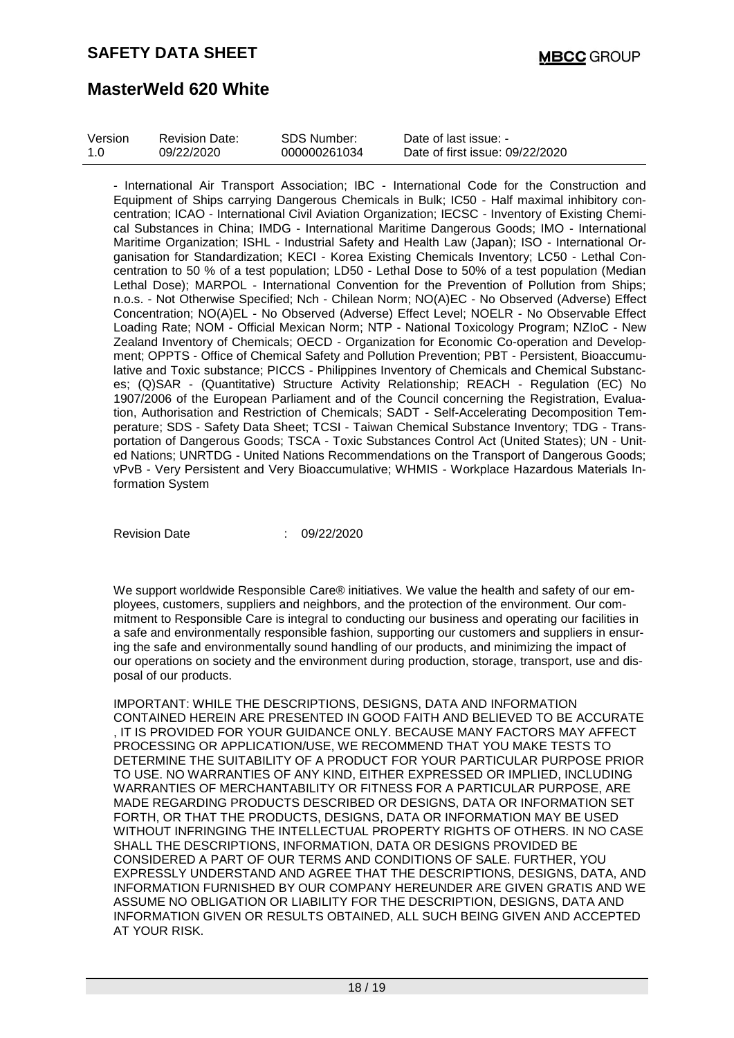- International Air Transport Association; IBC - International Code for the Construction and Equipment of Ships carrying Dangerous Chemicals in Bulk; IC50 - Half maximal inhibitory concentration; ICAO - International Civil Aviation Organization; IECSC - Inventory of Existing Chemical Substances in China; IMDG - International Maritime Dangerous Goods; IMO - International Maritime Organization; ISHL - Industrial Safety and Health Law (Japan); ISO - International Organisation for Standardization; KECI - Korea Existing Chemicals Inventory; LC50 - Lethal Concentration to 50 % of a test population; LD50 - Lethal Dose to 50% of a test population (Median Lethal Dose); MARPOL - International Convention for the Prevention of Pollution from Ships; n.o.s. - Not Otherwise Specified; Nch - Chilean Norm; NO(A)EC - No Observed (Adverse) Effect Concentration; NO(A)EL - No Observed (Adverse) Effect Level; NOELR - No Observable Effect Loading Rate; NOM - Official Mexican Norm; NTP - National Toxicology Program; NZIoC - New Zealand Inventory of Chemicals; OECD - Organization for Economic Co-operation and Development; OPPTS - Office of Chemical Safety and Pollution Prevention; PBT - Persistent, Bioaccumulative and Toxic substance; PICCS - Philippines Inventory of Chemicals and Chemical Substances; (Q)SAR - (Quantitative) Structure Activity Relationship; REACH - Regulation (EC) No 1907/2006 of the European Parliament and of the Council concerning the Registration, Evaluation, Authorisation and Restriction of Chemicals; SADT - Self-Accelerating Decomposition Temperature; SDS - Safety Data Sheet; TCSI - Taiwan Chemical Substance Inventory; TDG - Transportation of Dangerous Goods; TSCA - Toxic Substances Control Act (United States); UN - United Nations; UNRTDG - United Nations Recommendations on the Transport of Dangerous Goods; vPvB - Very Persistent and Very Bioaccumulative; WHMIS - Workplace Hazardous Materials Information System

Revision Date : 09/22/2020

We support worldwide Responsible Care® initiatives. We value the health and safety of our employees, customers, suppliers and neighbors, and the protection of the environment. Our commitment to Responsible Care is integral to conducting our business and operating our facilities in a safe and environmentally responsible fashion, supporting our customers and suppliers in ensuring the safe and environmentally sound handling of our products, and minimizing the impact of our operations on society and the environment during production, storage, transport, use and disposal of our products.

IMPORTANT: WHILE THE DESCRIPTIONS, DESIGNS, DATA AND INFORMATION CONTAINED HEREIN ARE PRESENTED IN GOOD FAITH AND BELIEVED TO BE ACCURATE , IT IS PROVIDED FOR YOUR GUIDANCE ONLY. BECAUSE MANY FACTORS MAY AFFECT PROCESSING OR APPLICATION/USE, WE RECOMMEND THAT YOU MAKE TESTS TO DETERMINE THE SUITABILITY OF A PRODUCT FOR YOUR PARTICULAR PURPOSE PRIOR TO USE. NO WARRANTIES OF ANY KIND, EITHER EXPRESSED OR IMPLIED, INCLUDING WARRANTIES OF MERCHANTABILITY OR FITNESS FOR A PARTICULAR PURPOSE, ARE MADE REGARDING PRODUCTS DESCRIBED OR DESIGNS, DATA OR INFORMATION SET FORTH, OR THAT THE PRODUCTS, DESIGNS, DATA OR INFORMATION MAY BE USED WITHOUT INFRINGING THE INTELLECTUAL PROPERTY RIGHTS OF OTHERS. IN NO CASE SHALL THE DESCRIPTIONS, INFORMATION, DATA OR DESIGNS PROVIDED BE CONSIDERED A PART OF OUR TERMS AND CONDITIONS OF SALE. FURTHER, YOU EXPRESSLY UNDERSTAND AND AGREE THAT THE DESCRIPTIONS, DESIGNS, DATA, AND INFORMATION FURNISHED BY OUR COMPANY HEREUNDER ARE GIVEN GRATIS AND WE ASSUME NO OBLIGATION OR LIABILITY FOR THE DESCRIPTION, DESIGNS, DATA AND INFORMATION GIVEN OR RESULTS OBTAINED, ALL SUCH BEING GIVEN AND ACCEPTED AT YOUR RISK.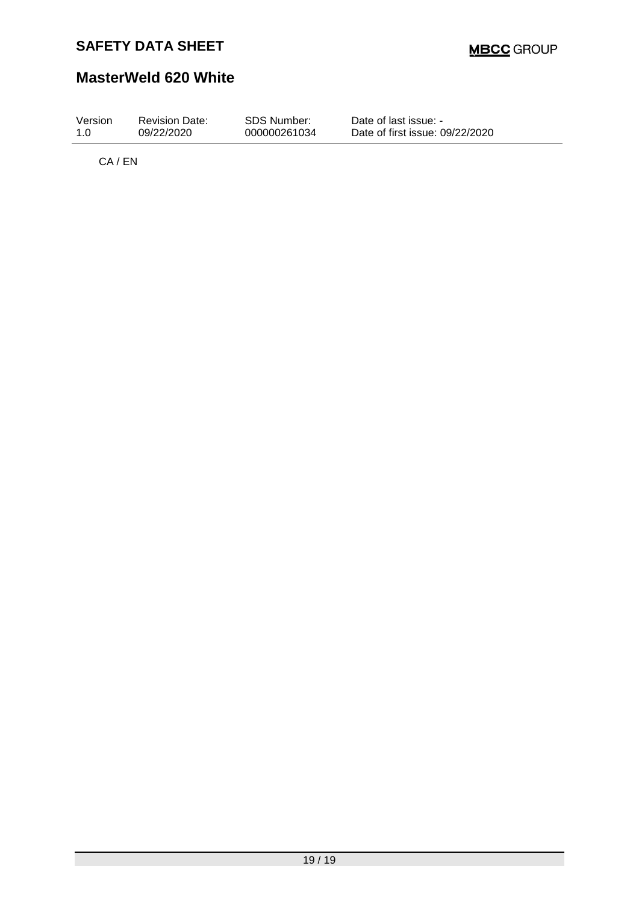CA / EN